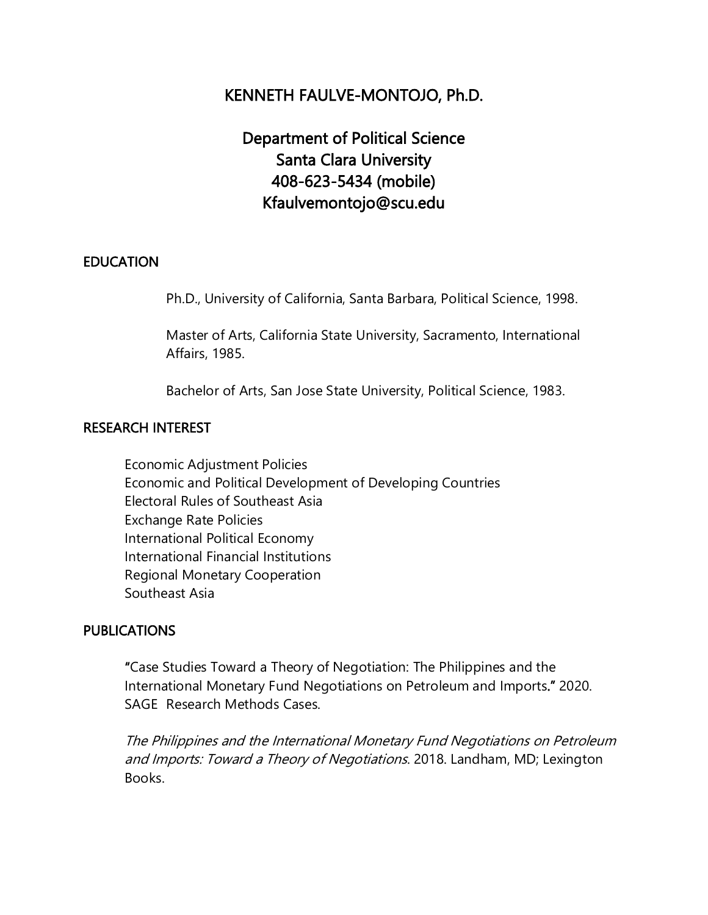# KENNETH FAULVE-MONTOJO, Ph.D.

Department of Political Science
Santa Clara University
408-623-5434 (mobile)
Kfaulvemontojo@scu.edu

## EDUCATION

Ph.D., University of California, Santa Barbara, Political Science, 1998.

Master of Arts, California State University, Sacramento, International Affairs, 1985.

Bachelor of Arts, San Jose State University, Political Science, 1983.

## RESEARCH INTEREST

Economic Adjustment Policies
Economic and Political Development of Developing Countries
Electoral Rules of Southeast Asia
Exchange Rate Policies
International Political Economy
International Financial Institutions
Regional Monetary Cooperation
Southeast Asia

## PUBLICATIONS

"Case Studies Toward a Theory of Negotiation: The Philippines and the International Monetary Fund Negotiations on Petroleum and Imports." 2020. SAGE Research Methods Cases.

*The Philippines and the International Monetary Fund Negotiations on Petroleum and Imports: Toward a Theory of Negotiations*. 2018. Landham, MD; Lexington Books.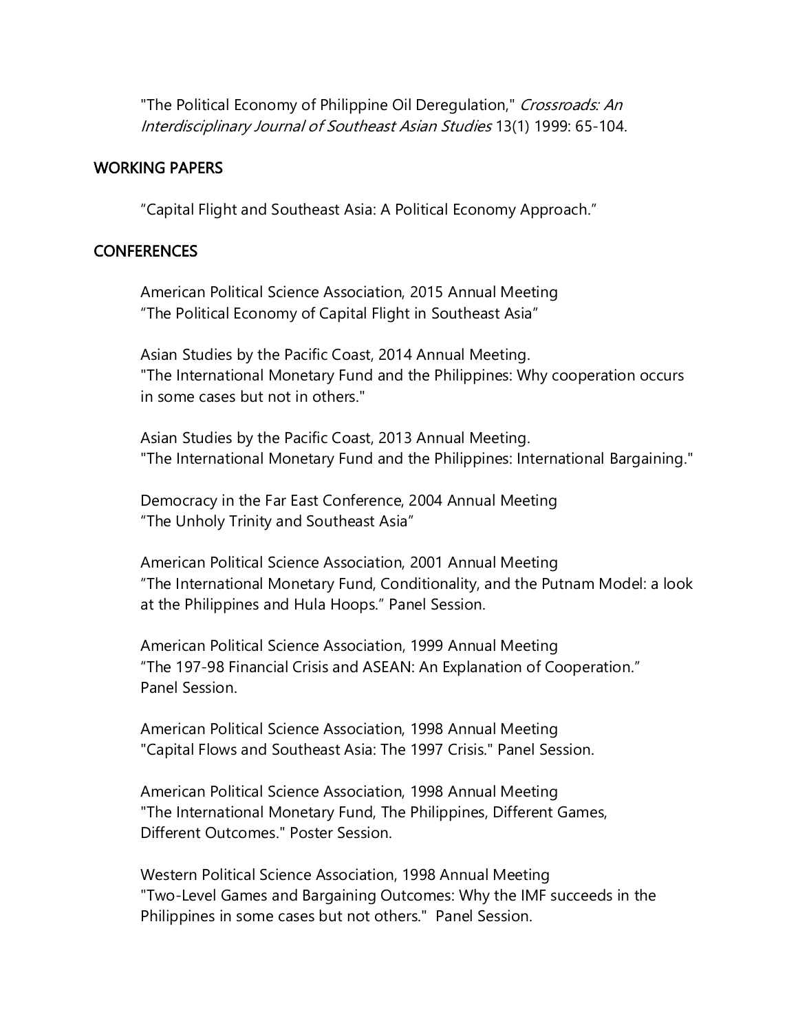"The Political Economy of Philippine Oil Deregulation," *Crossroads: An Interdisciplinary Journal of Southeast Asian Studies* 13(1) 1999: 65-104.

## WORKING PAPERS

"Capital Flight and Southeast Asia: A Political Economy Approach."

## CONFERENCES

American Political Science Association, 2015 Annual Meeting
"The Political Economy of Capital Flight in Southeast Asia"

Asian Studies by the Pacific Coast, 2014 Annual Meeting.
"The International Monetary Fund and the Philippines: Why cooperation occurs in some cases but not in others."

Asian Studies by the Pacific Coast, 2013 Annual Meeting.
"The International Monetary Fund and the Philippines: International Bargaining."

Democracy in the Far East Conference, 2004 Annual Meeting
"The Unholy Trinity and Southeast Asia"

American Political Science Association, 2001 Annual Meeting
"The International Monetary Fund, Conditionality, and the Putnam Model: a look at the Philippines and Hula Hoops." Panel Session.

American Political Science Association, 1999 Annual Meeting
"The 197-98 Financial Crisis and ASEAN: An Explanation of Cooperation." Panel Session.

American Political Science Association, 1998 Annual Meeting
"Capital Flows and Southeast Asia: The 1997 Crisis." Panel Session.

American Political Science Association, 1998 Annual Meeting
"The International Monetary Fund, The Philippines, Different Games, Different Outcomes." Poster Session.

Western Political Science Association, 1998 Annual Meeting
"Two-Level Games and Bargaining Outcomes: Why the IMF succeeds in the Philippines in some cases but not others." Panel Session.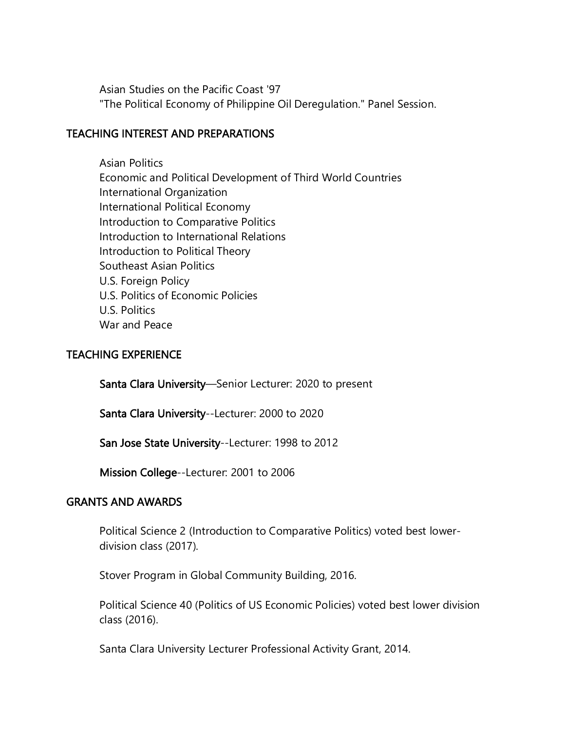Asian Studies on the Pacific Coast '97
"The Political Economy of Philippine Oil Deregulation." Panel Session.

## TEACHING INTEREST AND PREPARATIONS

Asian Politics
Economic and Political Development of Third World Countries
International Organization
International Political Economy
Introduction to Comparative Politics
Introduction to International Relations
Introduction to Political Theory
Southeast Asian Politics
U.S. Foreign Policy
U.S. Politics of Economic Policies
U.S. Politics
War and Peace

## TEACHING EXPERIENCE

**Santa Clara University**—Senior Lecturer: 2020 to present

**Santa Clara University**--Lecturer: 2000 to 2020

**San Jose State University**--Lecturer: 1998 to 2012

**Mission College**--Lecturer: 2001 to 2006

## GRANTS AND AWARDS

Political Science 2 (Introduction to Comparative Politics) voted best lower-division class (2017).

Stover Program in Global Community Building, 2016.

Political Science 40 (Politics of US Economic Policies) voted best lower division class (2016).

Santa Clara University Lecturer Professional Activity Grant, 2014.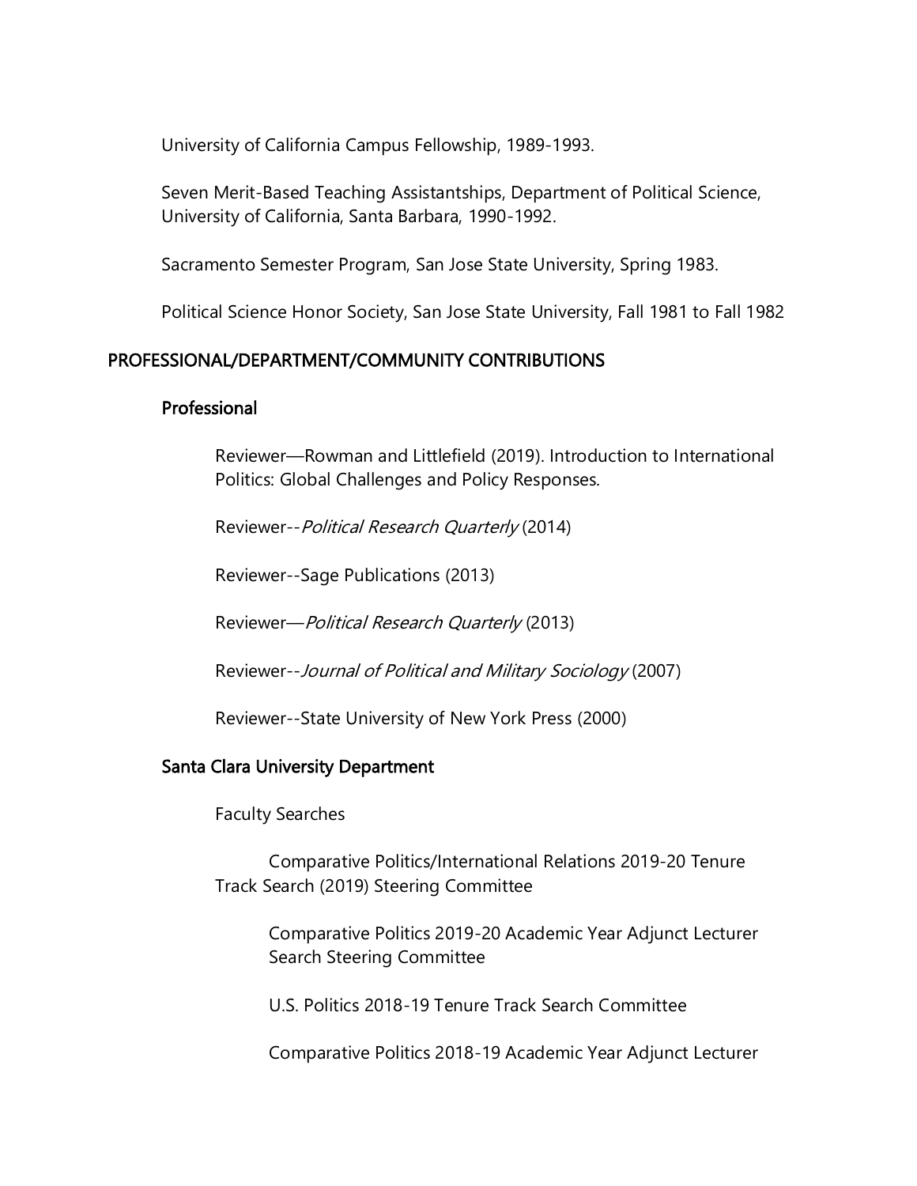University of California Campus Fellowship, 1989-1993.

Seven Merit-Based Teaching Assistantships, Department of Political Science, University of California, Santa Barbara, 1990-1992.

Sacramento Semester Program, San Jose State University, Spring 1983.

Political Science Honor Society, San Jose State University, Fall 1981 to Fall 1982

## PROFESSIONAL/DEPARTMENT/COMMUNITY CONTRIBUTIONS

### Professional

Reviewer—Rowman and Littlefield (2019). Introduction to International Politics: Global Challenges and Policy Responses.

Reviewer--*Political Research Quarterly* (2014)

Reviewer--Sage Publications (2013)

Reviewer—*Political Research Quarterly* (2013)

Reviewer--*Journal of Political and Military Sociology* (2007)

Reviewer--State University of New York Press (2000)

### Santa Clara University Department

Faculty Searches

Comparative Politics/International Relations 2019-20 Tenure Track Search (2019) Steering Committee

Comparative Politics 2019-20 Academic Year Adjunct Lecturer Search Steering Committee

U.S. Politics 2018-19 Tenure Track Search Committee

Comparative Politics 2018-19 Academic Year Adjunct Lecturer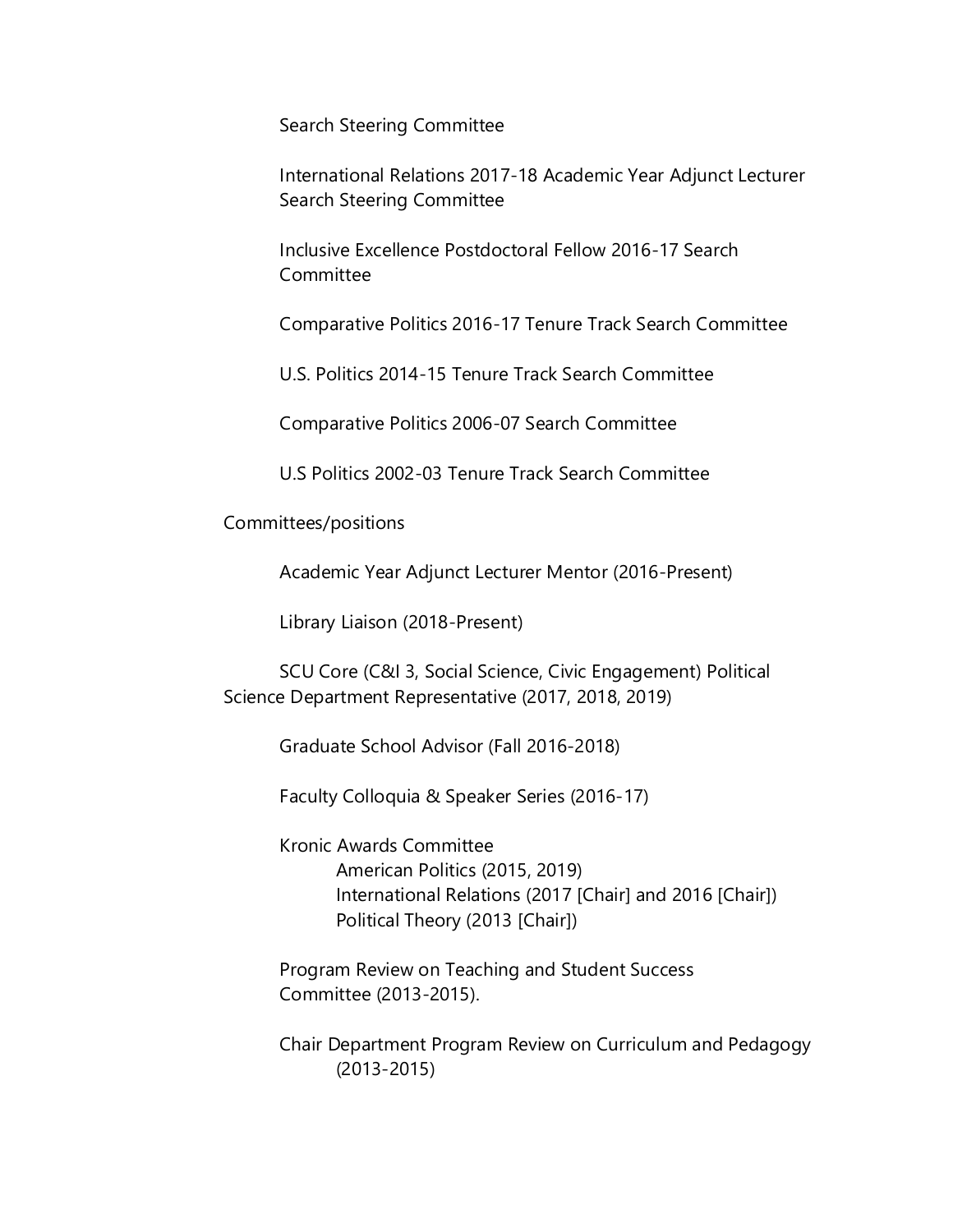Search Steering Committee

International Relations 2017-18 Academic Year Adjunct Lecturer Search Steering Committee

Inclusive Excellence Postdoctoral Fellow 2016-17 Search Committee

Comparative Politics 2016-17 Tenure Track Search Committee

U.S. Politics 2014-15 Tenure Track Search Committee

Comparative Politics 2006-07 Search Committee

U.S Politics 2002-03 Tenure Track Search Committee

Committees/positions

Academic Year Adjunct Lecturer Mentor (2016-Present)

Library Liaison (2018-Present)

SCU Core (C&I 3, Social Science, Civic Engagement) Political Science Department Representative (2017, 2018, 2019)

Graduate School Advisor (Fall 2016-2018)

Faculty Colloquia & Speaker Series (2016-17)

Kronic Awards Committee
- American Politics (2015, 2019)
- International Relations (2017 [Chair] and 2016 [Chair])
- Political Theory (2013 [Chair])

Program Review on Teaching and Student Success Committee (2013-2015).

Chair Department Program Review on Curriculum and Pedagogy (2013-2015)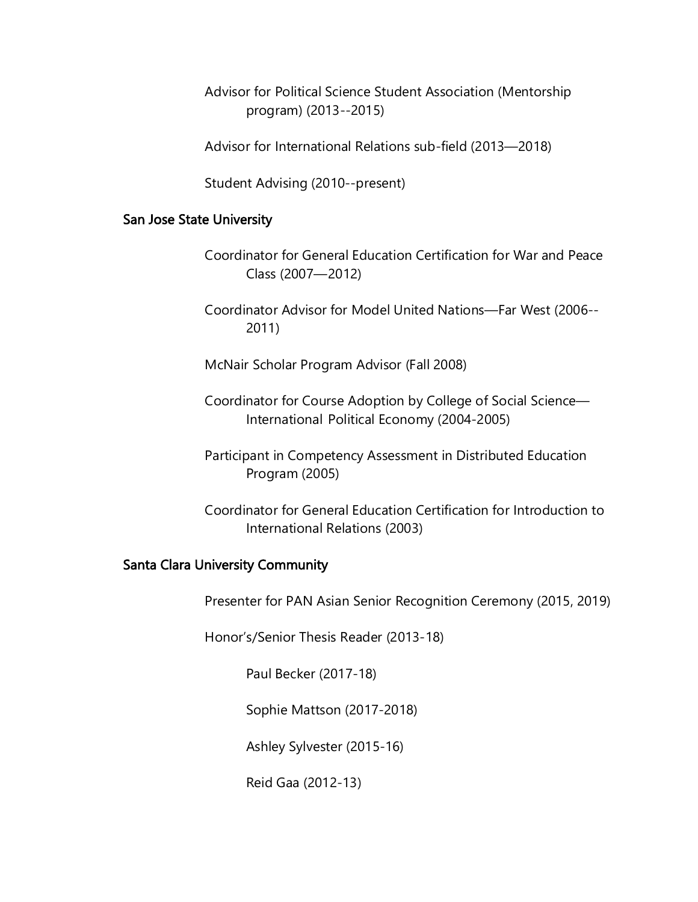Advisor for Political Science Student Association (Mentorship program) (2013--2015)

Advisor for International Relations sub-field (2013—2018)

Student Advising (2010--present)

### San Jose State University

Coordinator for General Education Certification for War and Peace Class (2007—2012)

Coordinator Advisor for Model United Nations—Far West (2006--2011)

McNair Scholar Program Advisor (Fall 2008)

Coordinator for Course Adoption by College of Social Science—International Political Economy (2004-2005)

Participant in Competency Assessment in Distributed Education Program (2005)

Coordinator for General Education Certification for Introduction to International Relations (2003)

### Santa Clara University Community

Presenter for PAN Asian Senior Recognition Ceremony (2015, 2019)

Honor's/Senior Thesis Reader (2013-18)

- Paul Becker (2017-18)
- Sophie Mattson (2017-2018)
- Ashley Sylvester (2015-16)
- Reid Gaa (2012-13)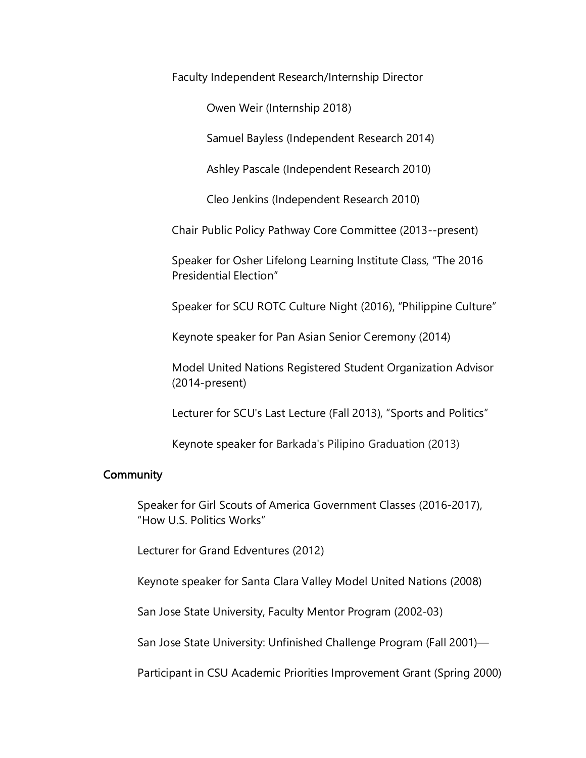Faculty Independent Research/Internship Director

- Owen Weir (Internship 2018)
- Samuel Bayless (Independent Research 2014)
- Ashley Pascale (Independent Research 2010)
- Cleo Jenkins (Independent Research 2010)

Chair Public Policy Pathway Core Committee (2013--present)

Speaker for Osher Lifelong Learning Institute Class, "The 2016 Presidential Election"

Speaker for SCU ROTC Culture Night (2016), "Philippine Culture"

Keynote speaker for Pan Asian Senior Ceremony (2014)

Model United Nations Registered Student Organization Advisor (2014-present)

Lecturer for SCU's Last Lecture (Fall 2013), "Sports and Politics"

Keynote speaker for Barkada's Pilipino Graduation (2013)

## Community

Speaker for Girl Scouts of America Government Classes (2016-2017), "How U.S. Politics Works"

Lecturer for Grand Edventures (2012)

Keynote speaker for Santa Clara Valley Model United Nations (2008)

San Jose State University, Faculty Mentor Program (2002-03)

San Jose State University: Unfinished Challenge Program (Fall 2001)—

Participant in CSU Academic Priorities Improvement Grant (Spring 2000)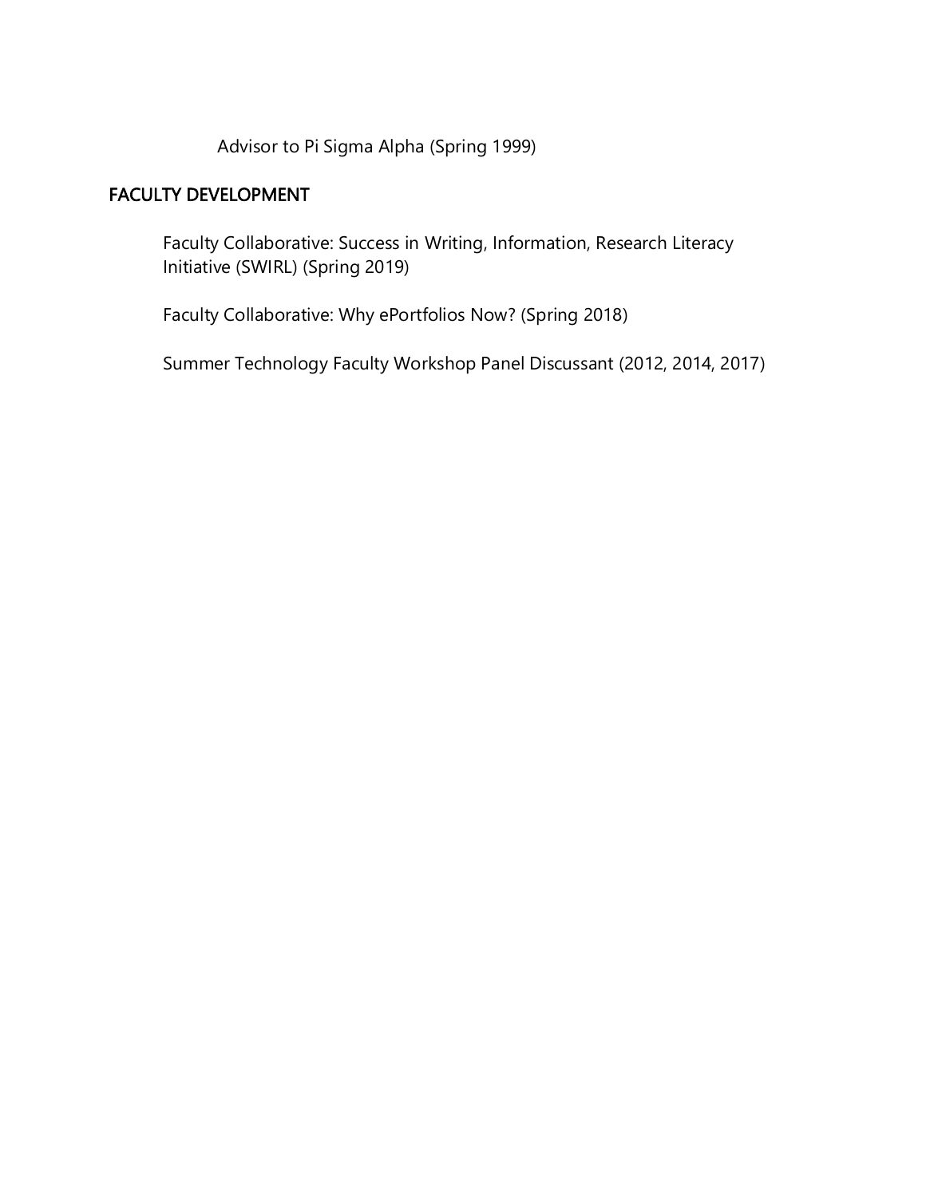Advisor to Pi Sigma Alpha (Spring 1999)

## FACULTY DEVELOPMENT

Faculty Collaborative: Success in Writing, Information, Research Literacy Initiative (SWIRL) (Spring 2019)

Faculty Collaborative: Why ePortfolios Now? (Spring 2018)

Summer Technology Faculty Workshop Panel Discussant (2012, 2014, 2017)